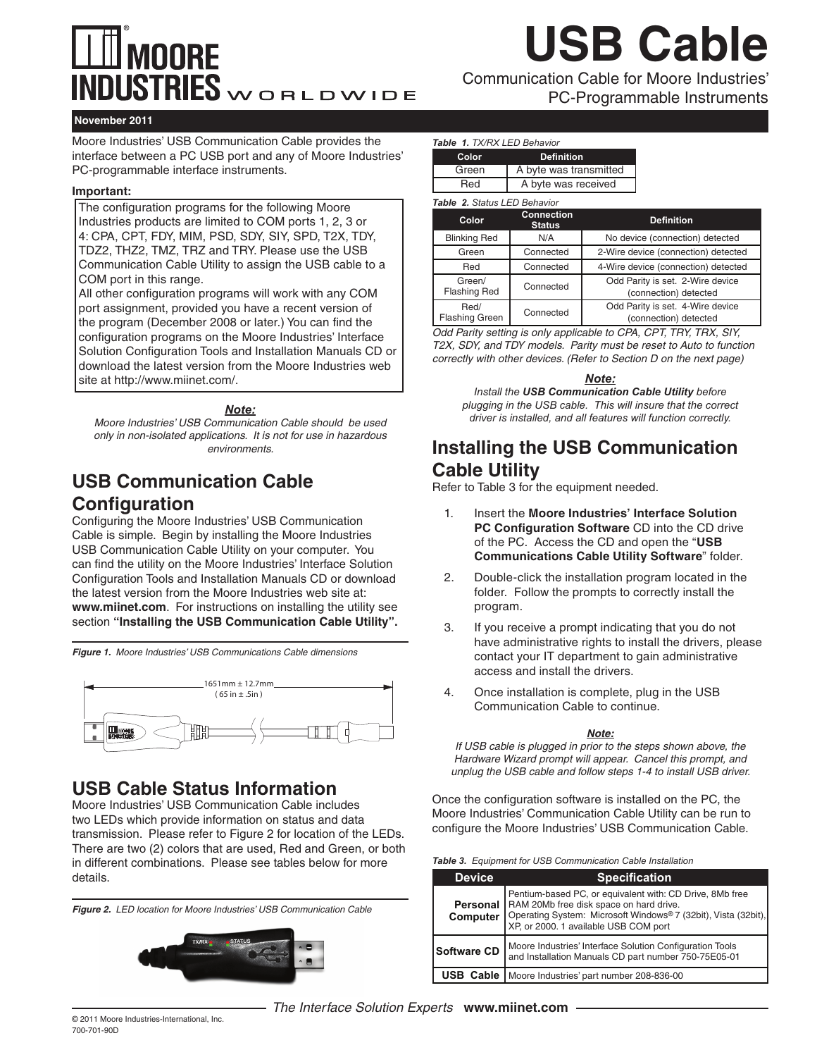# USB Cable

Communication Cable for Moore Industries' PC-Programmable Instruments

**November 2011**

Moore Industries' USB Communication Cable provides the interface between a PC USB port and any of Moore Industries' PC-programmable interface instruments.

**Important:**

The configuration programs for the following Moore Industries products are limited to COM ports 1, 2, 3 or 4: CPA, CPT, FDY, MIM, PSD, SDY, SIY, SPD, T2X, TDY, TDZ2, THZ2, TMZ, TRZ and TRY. Please use the USB Communication Cable Utility to assign the USB cable to a COM port in this range.
All other configuration programs will work with any COM port assignment, provided you have a recent version of the program (December 2008 or later.) You can find the configuration programs on the Moore Industries' Interface Solution Configuration Tools and Installation Manuals CD or download the latest version from the Moore Industries web site at http://www.miinet.com/.

***Note:***

*Moore Industries' USB Communication Cable should be used only in non-isolated applications. It is not for use in hazardous environments.*

## USB Communication Cable Configuration

Configuring the Moore Industries' USB Communication Cable is simple. Begin by installing the Moore Industries USB Communication Cable Utility on your computer. You can find the utility on the Moore Industries' Interface Solution Configuration Tools and Installation Manuals CD or download the latest version from the Moore Industries web site at: **www.miinet.com**. For instructions on installing the utility see section **"Installing the USB Communication Cable Utility".**

***Figure 1.*** *Moore Industries' USB Communications Cable dimensions*

1651mm ± 12.7mm
( 65 in ± .5in )

## USB Cable Status Information

Moore Industries' USB Communication Cable includes two LEDs which provide information on status and data transmission. Please refer to Figure 2 for location of the LEDs. There are two (2) colors that are used, Red and Green, or both in different combinations. Please see tables below for more details.

***Figure 2.*** *LED location for Moore Industries' USB Communication Cable*

***Table 1.*** *TX/RX LED Behavior*

| Color | Definition |
|---|---|
| Green | A byte was transmitted |
| Red | A byte was received |

***Table 2.*** *Status LED Behavior*

| Color | Connection Status | Definition |
|---|---|---|
| Blinking Red | N/A | No device (connection) detected |
| Green | Connected | 2-Wire device (connection) detected |
| Red | Connected | 4-Wire device (connection) detected |
| Green/ Flashing Red | Connected | Odd Parity is set. 2-Wire device (connection) detected |
| Red/ Flashing Green | Connected | Odd Parity is set. 4-Wire device (connection) detected |

*Odd Parity setting is only applicable to CPA, CPT, TRY, TRX, SIY, T2X, SDY, and TDY models. Parity must be reset to Auto to function correctly with other devices. (Refer to Section D on the next page)*

***Note:***

*Install the **USB Communication Cable Utility** before plugging in the USB cable. This will insure that the correct driver is installed, and all features will function correctly.*

## Installing the USB Communication Cable Utility

Refer to Table 3 for the equipment needed.

1. Insert the **Moore Industries' Interface Solution PC Configuration Software** CD into the CD drive of the PC. Access the CD and open the "**USB Communications Cable Utility Software**" folder.
2. Double-click the installation program located in the folder. Follow the prompts to correctly install the program.
3. If you receive a prompt indicating that you do not have administrative rights to install the drivers, please contact your IT department to gain administrative access and install the drivers.
4. Once installation is complete, plug in the USB Communication Cable to continue.

***Note:***

*If USB cable is plugged in prior to the steps shown above, the Hardware Wizard prompt will appear. Cancel this prompt, and unplug the USB cable and follow steps 1-4 to install USB driver.*

Once the configuration software is installed on the PC, the Moore Industries' Communication Cable Utility can be run to configure the Moore Industries' USB Communication Cable.

***Table 3.*** *Equipment for USB Communication Cable Installation*

| Device | Specification |
|---|---|
| **Personal Computer** | Pentium-based PC, or equivalent with: CD Drive, 8Mb free RAM 20Mb free disk space on hard drive. Operating System: Microsoft Windows® 7 (32bit), Vista (32bit), XP, or 2000. 1 available USB COM port |
| **Software CD** | Moore Industries' Interface Solution Configuration Tools and Installation Manuals CD part number 750-75E05-01 |
| **USB Cable** | Moore Industries' part number 208-836-00 |

*The Interface Solution Experts* **www.miinet.com**

© 2011 Moore Industries-International, Inc.
700-701-90D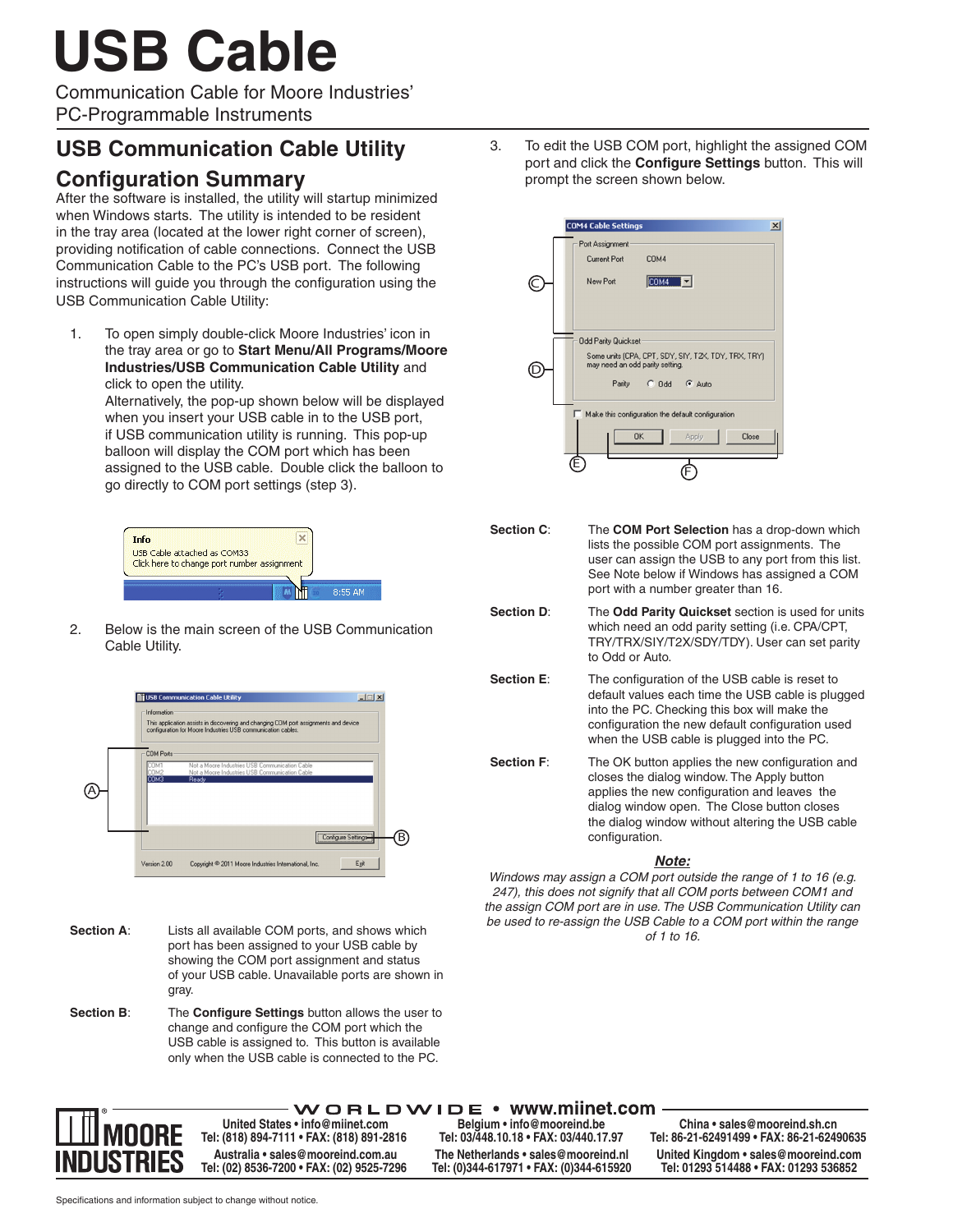# USB Cable

Communication Cable for Moore Industries' PC-Programmable Instruments

## USB Communication Cable Utility Configuration Summary

After the software is installed, the utility will startup minimized when Windows starts. The utility is intended to be resident in the tray area (located at the lower right corner of screen), providing notification of cable connections. Connect the USB Communication Cable to the PC's USB port. The following instructions will guide you through the configuration using the USB Communication Cable Utility:

1. To open simply double-click Moore Industries' icon in the tray area or go to **Start Menu/All Programs/Moore Industries/USB Communication Cable Utility** and click to open the utility.
   Alternatively, the pop-up shown below will be displayed when you insert your USB cable in to the USB port, if USB communication utility is running. This pop-up balloon will display the COM port which has been assigned to the USB cable. Double click the balloon to go directly to COM port settings (step 3).

2. Below is the main screen of the USB Communication Cable Utility.

**Section A**: Lists all available COM ports, and shows which port has been assigned to your USB cable by showing the COM port assignment and status of your USB cable. Unavailable ports are shown in gray.

**Section B**: The **Configure Settings** button allows the user to change and configure the COM port which the USB cable is assigned to. This button is available only when the USB cable is connected to the PC.

3. To edit the USB COM port, highlight the assigned COM port and click the **Configure Settings** button. This will prompt the screen shown below.

**Section C**: The **COM Port Selection** has a drop-down which lists the possible COM port assignments. The user can assign the USB to any port from this list. See Note below if Windows has assigned a COM port with a number greater than 16.

**Section D**: The **Odd Parity Quickset** section is used for units which need an odd parity setting (i.e. CPA/CPT, TRY/TRX/SIY/T2X/SDY/TDY). User can set parity to Odd or Auto.

**Section E**: The configuration of the USB cable is reset to default values each time the USB cable is plugged into the PC. Checking this box will make the configuration the new default configuration used when the USB cable is plugged into the PC.

**Section F**: The OK button applies the new configuration and closes the dialog window. The Apply button applies the new configuration and leaves the dialog window open. The Close button closes the dialog window without altering the USB cable configuration.

**Note:**

*Windows may assign a COM port outside the range of 1 to 16 (e.g. 247), this does not signify that all COM ports between COM1 and the assign COM port are in use. The USB Communication Utility can be used to re-assign the USB Cable to a COM port within the range of 1 to 16.*

WORLDWIDE • www.miinet.com

United States • info@miinet.com
Tel: (818) 894-7111 • FAX: (818) 891-2816

Australia • sales@mooreind.com.au
Tel: (02) 8536-7200 • FAX: (02) 9525-7296

Belgium • info@mooreind.be
Tel: 03/448.10.18 • FAX: 03/440.17.97

The Netherlands • sales@mooreind.nl
Tel: (0)344-617971 • FAX: (0)344-615920

China • sales@mooreind.sh.cn
Tel: 86-21-62491499 • FAX: 86-21-62490635

United Kingdom • sales@mooreind.com
Tel: 01293 514488 • FAX: 01293 536852

Specifications and information subject to change without notice.